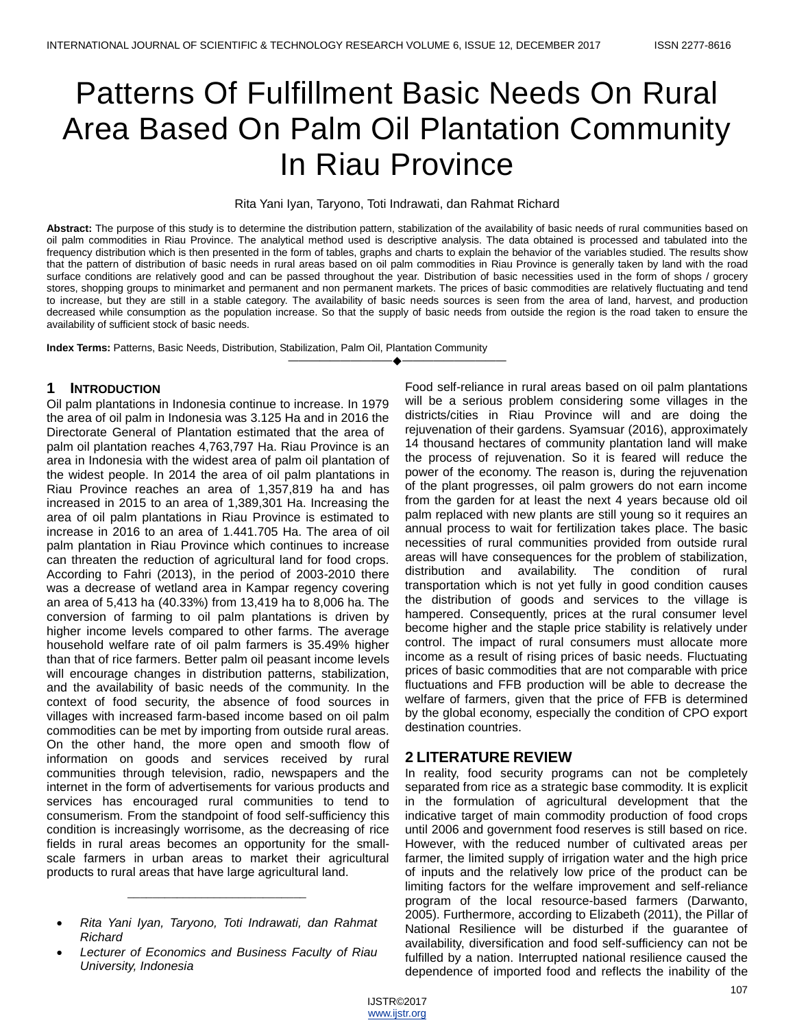# Patterns Of Fulfillment Basic Needs On Rural Area Based On Palm Oil Plantation Community In Riau Province

Rita Yani Iyan, Taryono, Toti Indrawati, dan Rahmat Richard

**Abstract:** The purpose of this study is to determine the distribution pattern, stabilization of the availability of basic needs of rural communities based on oil palm commodities in Riau Province. The analytical method used is descriptive analysis. The data obtained is processed and tabulated into the frequency distribution which is then presented in the form of tables, graphs and charts to explain the behavior of the variables studied. The results show that the pattern of distribution of basic needs in rural areas based on oil palm commodities in Riau Province is generally taken by land with the road surface conditions are relatively good and can be passed throughout the year. Distribution of basic necessities used in the form of shops / grocery stores, shopping groups to minimarket and permanent and non permanent markets. The prices of basic commodities are relatively fluctuating and tend to increase, but they are still in a stable category. The availability of basic needs sources is seen from the area of land, harvest, and production decreased while consumption as the population increase. So that the supply of basic needs from outside the region is the road taken to ensure the availability of sufficient stock of basic needs.

**Index Terms:** Patterns, Basic Needs, Distribution, Stabilization, Palm Oil, Plantation Community

---

- *Rita Yani Iyan, Taryono, Toti Indrawati, dan Rahmat Richard*
- *Lecturer of Economics and Business Faculty of Riau University, Indonesia*

## 1 Introduction

Oil palm plantations in Indonesia continue to increase. In 1979 the area of oil palm in Indonesia was 3.125 Ha and in 2016 the Directorate General of Plantation estimated that the area of palm oil plantation reaches 4,763,797 Ha. Riau Province is an area in Indonesia with the widest area of palm oil plantation of the widest people. In 2014 the area of oil palm plantations in Riau Province reaches an area of 1,357,819 ha and has increased in 2015 to an area of 1,389,301 Ha. Increasing the area of oil palm plantations in Riau Province is estimated to increase in 2016 to an area of 1.441.705 Ha. The area of oil palm plantation in Riau Province which continues to increase can threaten the reduction of agricultural land for food crops. According to Fahri (2013), in the period of 2003-2010 there was a decrease of wetland area in Kampar regency covering an area of 5,413 ha (40.33%) from 13,419 ha to 8,006 ha. The conversion of farming to oil palm plantations is driven by higher income levels compared to other farms. The average household welfare rate of oil palm farmers is 35.49% higher than that of rice farmers. Better palm oil peasant income levels will encourage changes in distribution patterns, stabilization, and the availability of basic needs of the community. In the context of food security, the absence of food sources in villages with increased farm-based income based on oil palm commodities can be met by importing from outside rural areas. On the other hand, the more open and smooth flow of information on goods and services received by rural communities through television, radio, newspapers and the internet in the form of advertisements for various products and services has encouraged rural communities to tend to consumerism. From the standpoint of food self-sufficiency this condition is increasingly worrisome, as the decreasing of rice fields in rural areas becomes an opportunity for the small-scale farmers in urban areas to market their agricultural products to rural areas that have large agricultural land. Food self-reliance in rural areas based on oil palm plantations will be a serious problem considering some villages in the districts/cities in Riau Province will and are doing the rejuvenation of their gardens. Syamsuar (2016), approximately 14 thousand hectares of community plantation land will make the process of rejuvenation. So it is feared will reduce the power of the economy. The reason is, during the rejuvenation of the plant progresses, oil palm growers do not earn income from the garden for at least the next 4 years because old oil palm replaced with new plants are still young so it requires an annual process to wait for fertilization takes place. The basic necessities of rural communities provided from outside rural areas will have consequences for the problem of stabilization, distribution and availability. The condition of rural transportation which is not yet fully in good condition causes the distribution of goods and services to the village is hampered. Consequently, prices at the rural consumer level become higher and the staple price stability is relatively under control. The impact of rural consumers must allocate more income as a result of rising prices of basic needs. Fluctuating prices of basic commodities that are not comparable with price fluctuations and FFB production will be able to decrease the welfare of farmers, given that the price of FFB is determined by the global economy, especially the condition of CPO export destination countries.

## 2 Literature Review

In reality, food security programs can not be completely separated from rice as a strategic base commodity. It is explicit in the formulation of agricultural development that the indicative target of main commodity production of food crops until 2006 and government food reserves is still based on rice. However, with the reduced number of cultivated areas per farmer, the limited supply of irrigation water and the high price of inputs and the relatively low price of the product can be limiting factors for the welfare improvement and self-reliance program of the local resource-based farmers (Darwanto, 2005). Furthermore, according to Elizabeth (2011), the Pillar of National Resilience will be disturbed if the guarantee of availability, diversification and food self-sufficiency can not be fulfilled by a nation. Interrupted national resilience caused the dependence of imported food and reflects the inability of the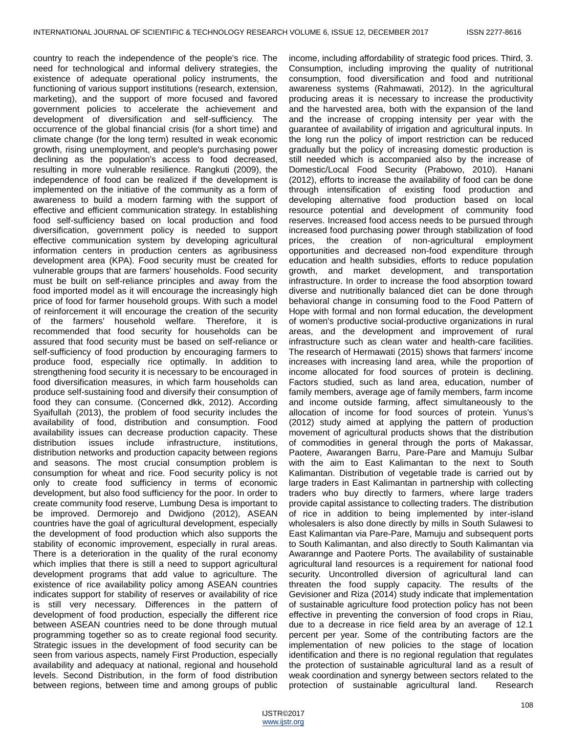country to reach the independence of the people's rice. The need for technological and informal delivery strategies, the existence of adequate operational policy instruments, the functioning of various support institutions (research, extension, marketing), and the support of more focused and favored government policies to accelerate the achievement and development of diversification and self-sufficiency. The occurrence of the global financial crisis (for a short time) and climate change (for the long term) resulted in weak economic growth, rising unemployment, and people's purchasing power declining as the population's access to food decreased, resulting in more vulnerable resilience. Rangkuti (2009), the independence of food can be realized if the development is implemented on the initiative of the community as a form of awareness to build a modern farming with the support of effective and efficient communication strategy. In establishing food self-sufficiency based on local production and food diversification, government policy is needed to support effective communication system by developing agricultural information centers in production centers as agribusiness development area (KPA). Food security must be created for vulnerable groups that are farmers' households. Food security must be built on self-reliance principles and away from the food imported model as it will encourage the increasingly high price of food for farmer household groups. With such a model of reinforcement it will encourage the creation of the security of the farmers' household welfare. Therefore, it is recommended that food security for households can be assured that food security must be based on self-reliance or self-sufficiency of food production by encouraging farmers to produce food, especially rice optimally. In addition to strengthening food security it is necessary to be encouraged in food diversification measures, in which farm households can produce self-sustaining food and diversify their consumption of food they can consume. (Concerned dkk, 2012). According Syaifullah (2013), the problem of food security includes the availability of food, distribution and consumption. Food availability issues can decrease production capacity. These distribution issues include infrastructure, institutions, distribution networks and production capacity between regions and seasons. The most crucial consumption problem is consumption for wheat and rice. Food security policy is not only to create food sufficiency in terms of economic development, but also food sufficiency for the poor. In order to create community food reserve, Lumbung Desa is important to be improved. Dermorejo and Dwidjono (2012), ASEAN countries have the goal of agricultural development, especially the development of food production which also supports the stability of economic improvement, especially in rural areas. There is a deterioration in the quality of the rural economy which implies that there is still a need to support agricultural development programs that add value to agriculture. The existence of rice availability policy among ASEAN countries indicates support for stability of reserves or availability of rice is still very necessary. Differences in the pattern of development of food production, especially the different rice between ASEAN countries need to be done through mutual programming together so as to create regional food security. Strategic issues in the development of food security can be seen from various aspects, namely First Production, especially availability and adequacy at national, regional and household levels. Second Distribution, in the form of food distribution between regions, between time and among groups of public income, including affordability of strategic food prices. Third, 3. Consumption, including improving the quality of nutritional consumption, food diversification and food and nutritional awareness systems (Rahmawati, 2012). In the agricultural producing areas it is necessary to increase the productivity and the harvested area, both with the expansion of the land and the increase of cropping intensity per year with the guarantee of availability of irrigation and agricultural inputs. In the long run the policy of import restriction can be reduced gradually but the policy of increasing domestic production is still needed which is accompanied also by the increase of Domestic/Local Food Security (Prabowo, 2010). Hanani (2012), efforts to increase the availability of food can be done through intensification of existing food production and developing alternative food production based on local resource potential and development of community food reserves. Increased food access needs to be pursued through increased food purchasing power through stabilization of food prices, the creation of non-agricultural employment opportunities and decreased non-food expenditure through education and health subsidies, efforts to reduce population growth, and market development, and transportation infrastructure. In order to increase the food absorption toward diverse and nutritionally balanced diet can be done through behavioral change in consuming food to the Food Pattern of Hope with formal and non formal education, the development of women's productive social-productive organizations in rural areas, and the development and improvement of rural infrastructure such as clean water and health-care facilities. The research of Hermawati (2015) shows that farmers' income increases with increasing land area, while the proportion of income allocated for food sources of protein is declining. Factors studied, such as land area, education, number of family members, average age of family members, farm income and income outside farming, affect simultaneously to the allocation of income for food sources of protein. Yunus's (2012) study aimed at applying the pattern of production movement of agricultural products shows that the distribution of commodities in general through the ports of Makassar, Paotere, Awarangen Barru, Pare-Pare and Mamuju Sulbar with the aim to East Kalimantan to the next to South Kalimantan. Distribution of vegetable trade is carried out by large traders in East Kalimantan in partnership with collecting traders who buy directly to farmers, where large traders provide capital assistance to collecting traders. The distribution of rice in addition to being implemented by inter-island wholesalers is also done directly by mills in South Sulawesi to East Kalimantan via Pare-Pare, Mamuju and subsequent ports to South Kalimantan, and also directly to South Kalimantan via Awarannge and Paotere Ports. The availability of sustainable agricultural land resources is a requirement for national food security. Uncontrolled diversion of agricultural land can threaten the food supply capacity. The results of the Gevisioner and Riza (2014) study indicate that implementation of sustainable agriculture food protection policy has not been effective in preventing the conversion of food crops in Riau, due to a decrease in rice field area by an average of 12.1 percent per year. Some of the contributing factors are the implementation of new policies to the stage of location identification and there is no regional regulation that regulates the protection of sustainable agricultural land as a result of weak coordination and synergy between sectors related to the protection of sustainable agricultural land. Research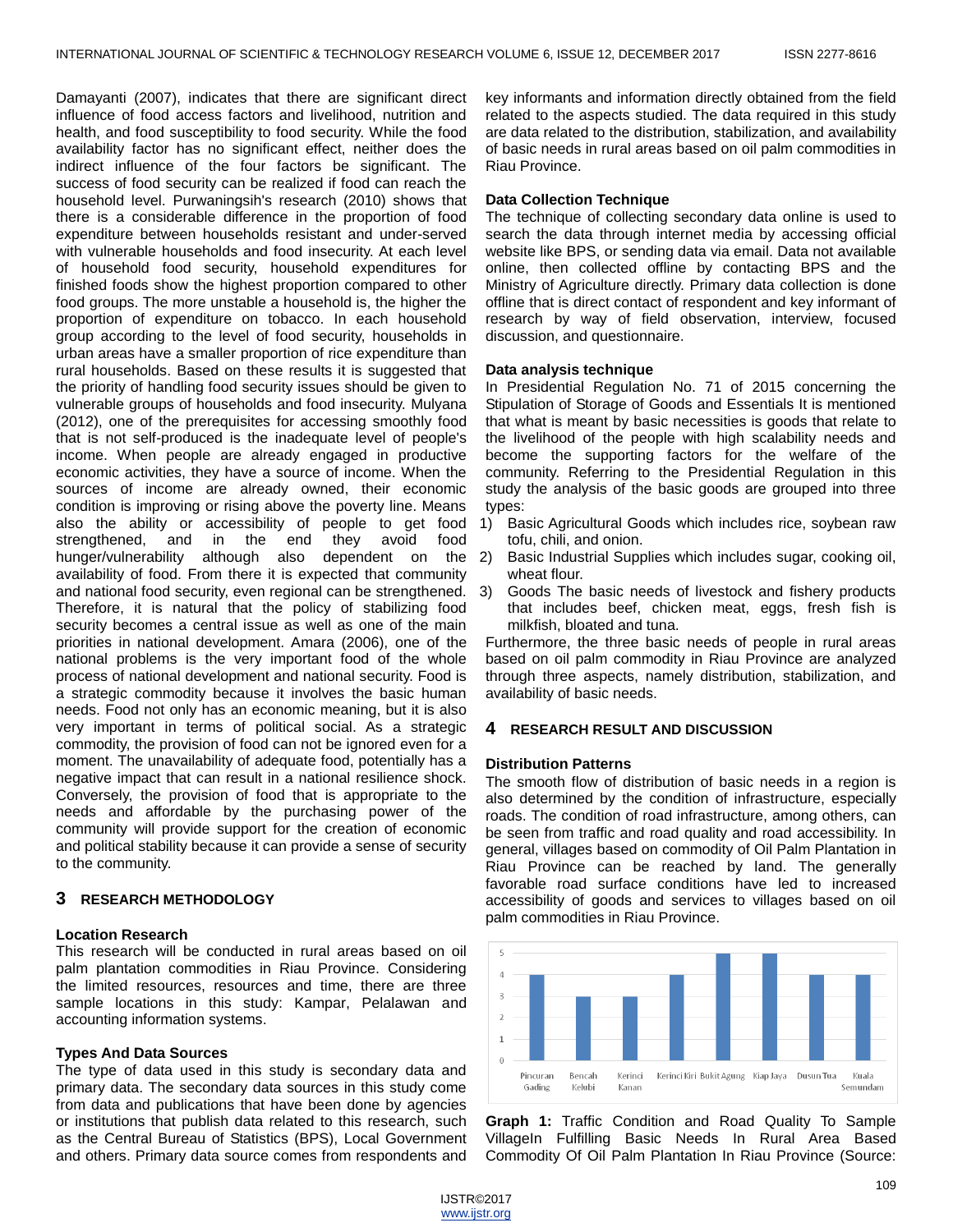Damayanti (2007), indicates that there are significant direct influence of food access factors and livelihood, nutrition and health, and food susceptibility to food security. While the food availability factor has no significant effect, neither does the indirect influence of the four factors be significant. The success of food security can be realized if food can reach the household level. Purwaningsih's research (2010) shows that there is a considerable difference in the proportion of food expenditure between households resistant and under-served with vulnerable households and food insecurity. At each level of household food security, household expenditures for finished foods show the highest proportion compared to other food groups. The more unstable a household is, the higher the proportion of expenditure on tobacco. In each household group according to the level of food security, households in urban areas have a smaller proportion of rice expenditure than rural households. Based on these results it is suggested that the priority of handling food security issues should be given to vulnerable groups of households and food insecurity. Mulyana (2012), one of the prerequisites for accessing smoothly food that is not self-produced is the inadequate level of people's income. When people are already engaged in productive economic activities, they have a source of income. When the sources of income are already owned, their economic condition is improving or rising above the poverty line. Means also the ability or accessibility of people to get food strengthened, and in the end they avoid food hunger/vulnerability although also dependent on the availability of food. From there it is expected that community and national food security, even regional can be strengthened. Therefore, it is natural that the policy of stabilizing food security becomes a central issue as well as one of the main priorities in national development. Amara (2006), one of the national problems is the very important food of the whole process of national development and national security. Food is a strategic commodity because it involves the basic human needs. Food not only has an economic meaning, but it is also very important in terms of political social. As a strategic commodity, the provision of food can not be ignored even for a moment. The unavailability of adequate food, potentially has a negative impact that can result in a national resilience shock. Conversely, the provision of food that is appropriate to the needs and affordable by the purchasing power of the community will provide support for the creation of economic and political stability because it can provide a sense of security to the community.

## 3 RESEARCH METHODOLOGY

### Location Research

This research will be conducted in rural areas based on oil palm plantation commodities in Riau Province. Considering the limited resources, resources and time, there are three sample locations in this study: Kampar, Pelalawan and accounting information systems.

### Types And Data Sources

The type of data used in this study is secondary data and primary data. The secondary data sources in this study come from data and publications that have been done by agencies or institutions that publish data related to this research, such as the Central Bureau of Statistics (BPS), Local Government and others. Primary data source comes from respondents and key informants and information directly obtained from the field related to the aspects studied. The data required in this study are data related to the distribution, stabilization, and availability of basic needs in rural areas based on oil palm commodities in Riau Province.

### Data Collection Technique

The technique of collecting secondary data online is used to search the data through internet media by accessing official website like BPS, or sending data via email. Data not available online, then collected offline by contacting BPS and the Ministry of Agriculture directly. Primary data collection is done offline that is direct contact of respondent and key informant of research by way of field observation, interview, focused discussion, and questionnaire.

### Data analysis technique

In Presidential Regulation No. 71 of 2015 concerning the Stipulation of Storage of Goods and Essentials It is mentioned that what is meant by basic necessities is goods that relate to the livelihood of the people with high scalability needs and become the supporting factors for the welfare of the community. Referring to the Presidential Regulation in this study the analysis of the basic goods are grouped into three types:

1) Basic Agricultural Goods which includes rice, soybean raw tofu, chili, and onion.
2) Basic Industrial Supplies which includes sugar, cooking oil, wheat flour.
3) Goods The basic needs of livestock and fishery products that includes beef, chicken meat, eggs, fresh fish is milkfish, bloated and tuna.

Furthermore, the three basic needs of people in rural areas based on oil palm commodity in Riau Province are analyzed through three aspects, namely distribution, stabilization, and availability of basic needs.

## 4 RESEARCH RESULT AND DISCUSSION

### Distribution Patterns

The smooth flow of distribution of basic needs in a region is also determined by the condition of infrastructure, especially roads. The condition of road infrastructure, among others, can be seen from traffic and road quality and road accessibility. In general, villages based on commodity of Oil Palm Plantation in Riau Province can be reached by land. The generally favorable road surface conditions have led to increased accessibility of goods and services to villages based on oil palm commodities in Riau Province.

**Graph 1:** Traffic Condition and Road Quality To Sample VillageIn Fulfilling Basic Needs In Rural Area Based Commodity Of Oil Palm Plantation In Riau Province (Source: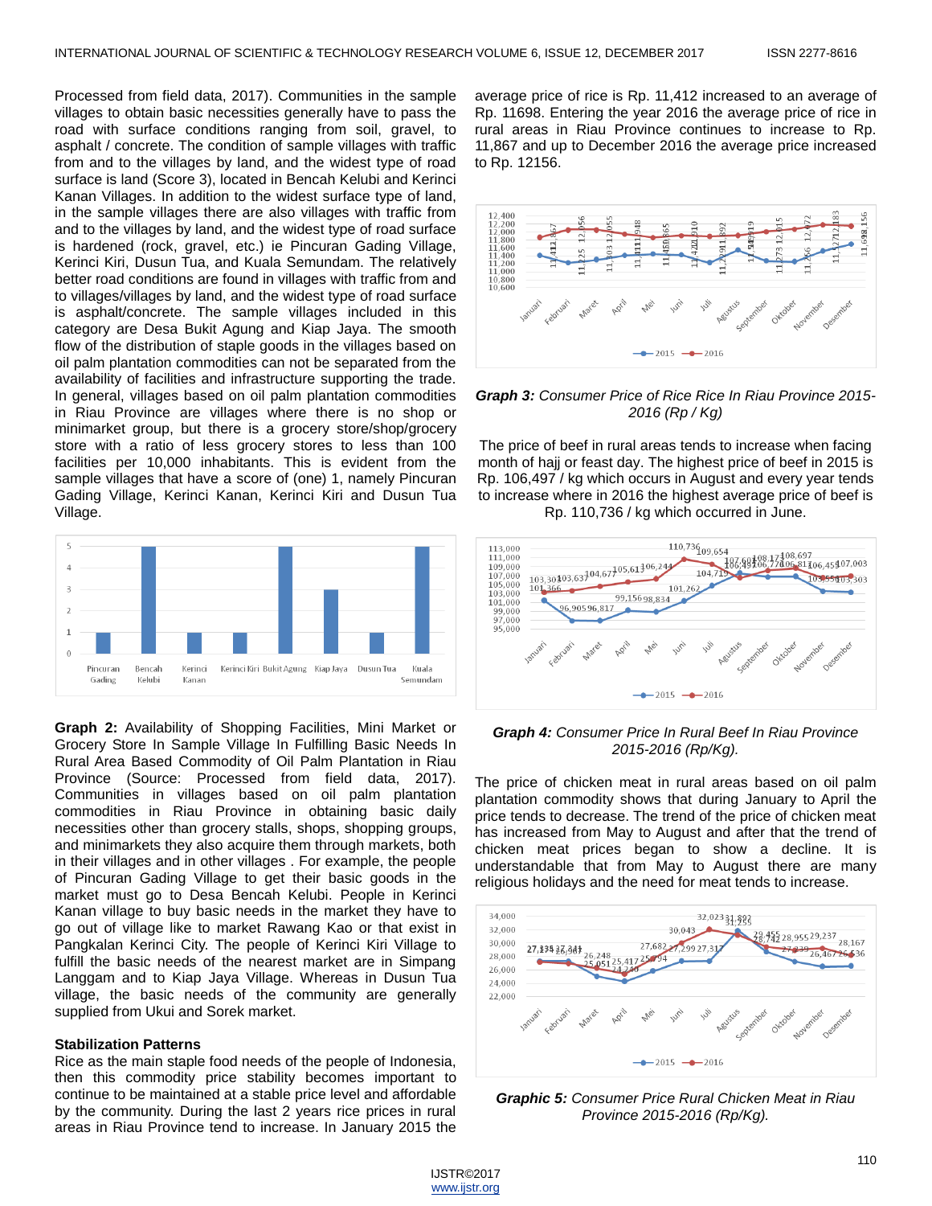Processed from field data, 2017). Communities in the sample villages to obtain basic necessities generally have to pass the road with surface conditions ranging from soil, gravel, to asphalt / concrete. The condition of sample villages with traffic from and to the villages by land, and the widest type of road surface is land (Score 3), located in Bencah Kelubi and Kerinci Kanan Villages. In addition to the widest surface type of land, in the sample villages there are also villages with traffic from and to the villages by land, and the widest type of road surface is hardened (rock, gravel, etc.) ie Pincuran Gading Village, Kerinci Kiri, Dusun Tua, and Kuala Semundam. The relatively better road conditions are found in villages with traffic from and to villages/villages by land, and the widest type of road surface is asphalt/concrete. The sample villages included in this category are Desa Bukit Agung and Kiap Jaya. The smooth flow of the distribution of staple goods in the villages based on oil palm plantation commodities can not be separated from the availability of facilities and infrastructure supporting the trade. In general, villages based on oil palm plantation commodities in Riau Province are villages where there is no shop or minimarket group, but there is a grocery store/shop/grocery store with a ratio of less grocery stores to less than 100 facilities per 10,000 inhabitants. This is evident from the sample villages that have a score of (one) 1, namely Pincuran Gading Village, Kerinci Kanan, Kerinci Kiri and Dusun Tua Village.

**Graph 2:** Availability of Shopping Facilities, Mini Market or Grocery Store In Sample Village In Fulfilling Basic Needs In Rural Area Based Commodity of Oil Palm Plantation in Riau Province (Source: Processed from field data, 2017). Communities in villages based on oil palm plantation commodities in Riau Province in obtaining basic daily necessities other than grocery stalls, shops, shopping groups, and minimarkets they also acquire them through markets, both in their villages and in other villages . For example, the people of Pincuran Gading Village to get their basic goods in the market must go to Desa Bencah Kelubi. People in Kerinci Kanan village to buy basic needs in the market they have to go out of village like to market Rawang Kao or that exist in Pangkalan Kerinci City. The people of Kerinci Kiri Village to fulfill the basic needs of the nearest market are in Simpang Langgam and to Kiap Jaya Village. Whereas in Dusun Tua village, the basic needs of the community are generally supplied from Ukui and Sorek market.

### Stabilization Patterns

Rice as the main staple food needs of the people of Indonesia, then this commodity price stability becomes important to continue to be maintained at a stable price level and affordable by the community. During the last 2 years rice prices in rural areas in Riau Province tend to increase. In January 2015 the average price of rice is Rp. 11,412 increased to an average of Rp. 11698. Entering the year 2016 the average price of rice in rural areas in Riau Province continues to increase to Rp. 11,867 and up to December 2016 the average price increased to Rp. 12156.

***Graph 3:*** *Consumer Price of Rice Rice In Riau Province 2015-2016 (Rp / Kg)*

The price of beef in rural areas tends to increase when facing month of hajj or feast day. The highest price of beef in 2015 is Rp. 106,497 / kg which occurs in August and every year tends to increase where in 2016 the highest average price of beef is Rp. 110,736 / kg which occurred in June.

***Graph 4:*** *Consumer Price In Rural Beef In Riau Province 2015-2016 (Rp/Kg).*

The price of chicken meat in rural areas based on oil palm plantation commodity shows that during January to April the price tends to decrease. The trend of the price of chicken meat has increased from May to August and after that the trend of chicken meat prices began to show a decline. It is understandable that from May to August there are many religious holidays and the need for meat tends to increase.

***Graphic 5:*** *Consumer Price Rural Chicken Meat in Riau Province 2015-2016 (Rp/Kg).*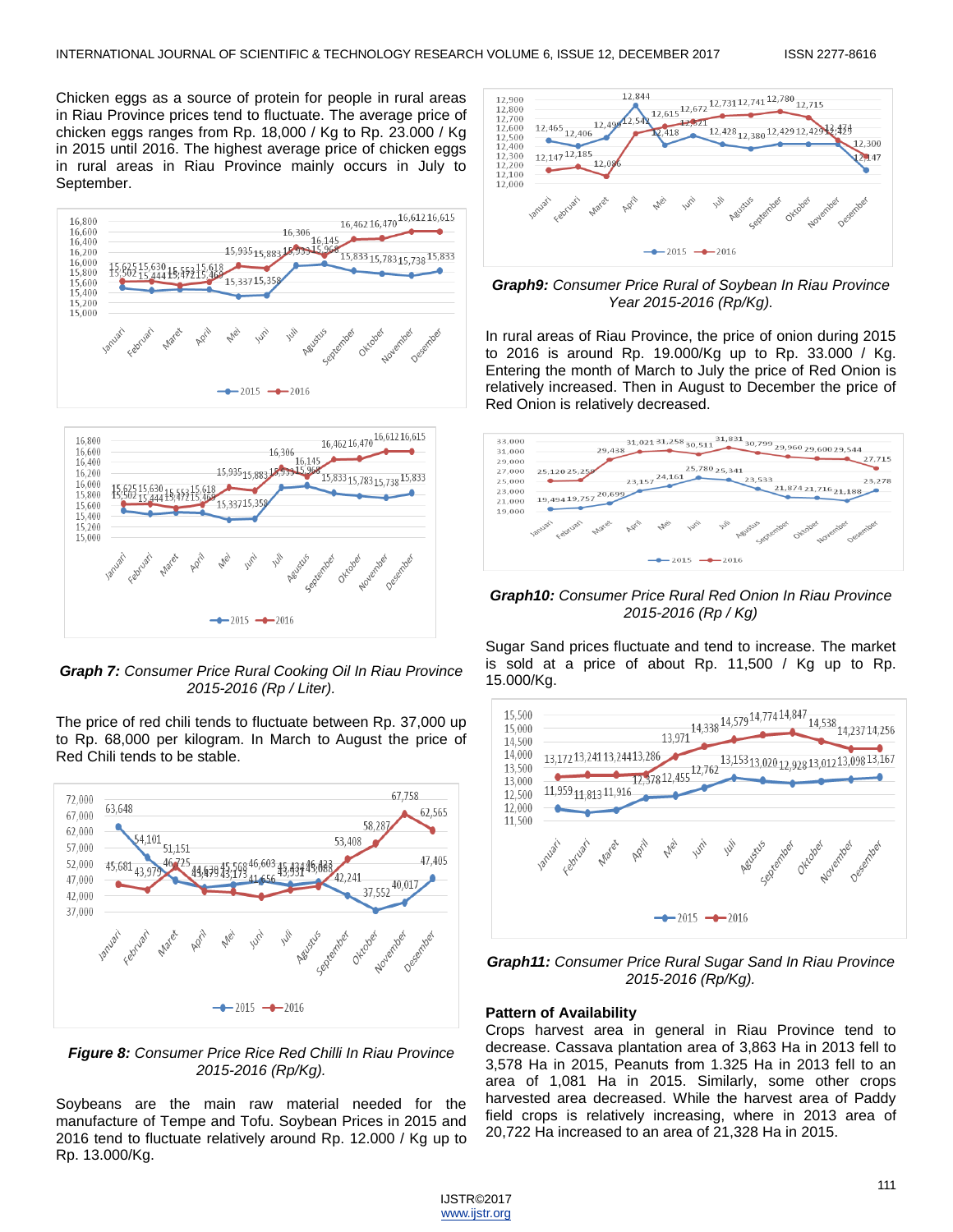Chicken eggs as a source of protein for people in rural areas in Riau Province prices tend to fluctuate. The average price of chicken eggs ranges from Rp. 18,000 / Kg to Rp. 23.000 / Kg in 2015 until 2016. The highest average price of chicken eggs in rural areas in Riau Province mainly occurs in July to September.

**Graph 7:** *Consumer Price Rural Cooking Oil In Riau Province 2015-2016 (Rp / Liter).*

The price of red chili tends to fluctuate between Rp. 37,000 up to Rp. 68,000 per kilogram. In March to August the price of Red Chili tends to be stable.

***Figure 8:*** *Consumer Price Rice Red Chilli In Riau Province 2015-2016 (Rp/Kg).*

Soybeans are the main raw material needed for the manufacture of Tempe and Tofu. Soybean Prices in 2015 and 2016 tend to fluctuate relatively around Rp. 12.000 / Kg up to Rp. 13.000/Kg.

***Graph9:*** *Consumer Price Rural of Soybean In Riau Province Year 2015-2016 (Rp/Kg).*

In rural areas of Riau Province, the price of onion during 2015 to 2016 is around Rp. 19.000/Kg up to Rp. 33.000 / Kg. Entering the month of March to July the price of Red Onion is relatively increased. Then in August to December the price of Red Onion is relatively decreased.

***Graph10:*** *Consumer Price Rural Red Onion In Riau Province 2015-2016 (Rp / Kg)*

Sugar Sand prices fluctuate and tend to increase. The market is sold at a price of about Rp. 11,500 / Kg up to Rp. 15.000/Kg.

***Graph11:*** *Consumer Price Rural Sugar Sand In Riau Province 2015-2016 (Rp/Kg).*

**Pattern of Availability**

Crops harvest area in general in Riau Province tend to decrase. Cassava plantation area of 3,863 Ha in 2013 fell to 3,578 Ha in 2015, Peanuts from 1.325 Ha in 2013 fell to an area of 1,081 Ha in 2015. Similarly, some other crops harvested area decreased. While the harvest area of Paddy field crops is relatively increasing, where in 2013 area of 20,722 Ha increased to an area of 21,328 Ha in 2015.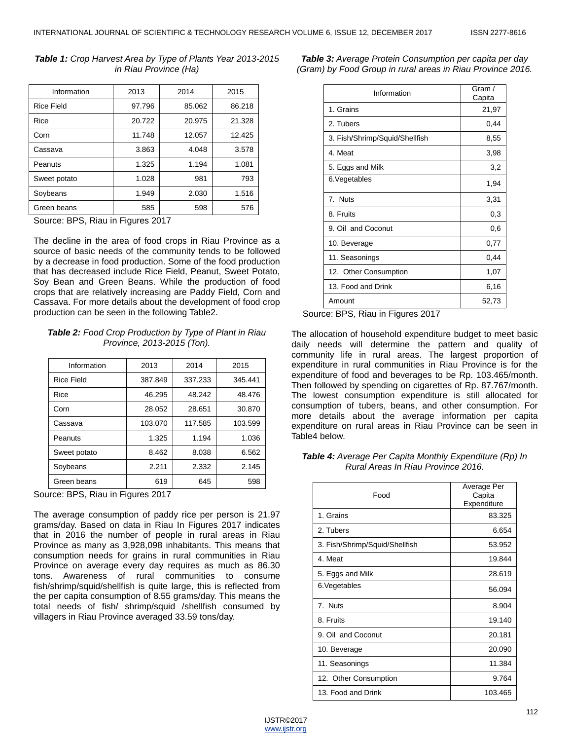***Table 1:*** *Crop Harvest Area by Type of Plants Year 2013-2015 in Riau Province (Ha)*

| Information | 2013 | 2014 | 2015 |
| --- | --- | --- | --- |
| Rice Field | 97.796 | 85.062 | 86.218 |
| Rice | 20.722 | 20.975 | 21.328 |
| Corn | 11.748 | 12.057 | 12.425 |
| Cassava | 3.863 | 4.048 | 3.578 |
| Peanuts | 1.325 | 1.194 | 1.081 |
| Sweet potato | 1.028 | 981 | 793 |
| Soybeans | 1.949 | 2.030 | 1.516 |
| Green beans | 585 | 598 | 576 |

Source: BPS, Riau in Figures 2017

The decline in the area of food crops in Riau Province as a source of basic needs of the community tends to be followed by a decrease in food production. Some of the food production that has decreased include Rice Field, Peanut, Sweet Potato, Soy Bean and Green Beans. While the production of food crops that are relatively increasing are Paddy Field, Corn and Cassava. For more details about the development of food crop production can be seen in the following Table2.

***Table 2:*** *Food Crop Production by Type of Plant in Riau Province, 2013-2015 (Ton).*

| Information | 2013 | 2014 | 2015 |
| --- | --- | --- | --- |
| Rice Field | 387.849 | 337.233 | 345.441 |
| Rice | 46.295 | 48.242 | 48.476 |
| Corn | 28.052 | 28.651 | 30.870 |
| Cassava | 103.070 | 117.585 | 103.599 |
| Peanuts | 1.325 | 1.194 | 1.036 |
| Sweet potato | 8.462 | 8.038 | 6.562 |
| Soybeans | 2.211 | 2.332 | 2.145 |
| Green beans | 619 | 645 | 598 |

Source: BPS, Riau in Figures 2017

The average consumption of paddy rice per person is 21.97 grams/day. Based on data in Riau In Figures 2017 indicates that in 2016 the number of people in rural areas in Riau Province as many as 3,928,098 inhabitants. This means that consumption needs for grains in rural communities in Riau Province on average every day requires as much as 86.30 tons. Awareness of rural communities to consume fish/shrimp/squid/shellfish is quite large, this is reflected from the per capita consumption of 8.55 grams/day. This means the total needs of fish/ shrimp/squid /shellfish consumed by villagers in Riau Province averaged 33.59 tons/day.

***Table 3:*** *Average Protein Consumption per capita per day (Gram) by Food Group in rural areas in Riau Province 2016.*

| Information | Gram / Capita |
| --- | --- |
| 1. Grains | 21,97 |
| 2. Tubers | 0,44 |
| 3. Fish/Shrimp/Squid/Shellfish | 8,55 |
| 4. Meat | 3,98 |
| 5. Eggs and Milk | 3,2 |
| 6.Vegetables | 1,94 |
| 7. Nuts | 3,31 |
| 8. Fruits | 0,3 |
| 9. Oil and Coconut | 0,6 |
| 10. Beverage | 0,77 |
| 11. Seasonings | 0,44 |
| 12. Other Consumption | 1,07 |
| 13. Food and Drink | 6,16 |
| Amount | 52,73 |

Source: BPS, Riau in Figures 2017

The allocation of household expenditure budget to meet basic daily needs will determine the pattern and quality of community life in rural areas. The largest proportion of expenditure in rural communities in Riau Province is for the expenditure of food and beverages to be Rp. 103.465/month. Then followed by spending on cigarettes of Rp. 87.767/month. The lowest consumption expenditure is still allocated for consumption of tubers, beans, and other consumption. For more details about the average information per capita expenditure on rural areas in Riau Province can be seen in Table4 below.

***Table 4:*** *Average Per Capita Monthly Expenditure (Rp) In Rural Areas In Riau Province 2016.*

| Food | Average Per Capita Expenditure |
| --- | --- |
| 1. Grains | 83.325 |
| 2. Tubers | 6.654 |
| 3. Fish/Shrimp/Squid/Shellfish | 53.952 |
| 4. Meat | 19.844 |
| 5. Eggs and Milk | 28.619 |
| 6.Vegetables | 56.094 |
| 7. Nuts | 8.904 |
| 8. Fruits | 19.140 |
| 9. Oil and Coconut | 20.181 |
| 10. Beverage | 20.090 |
| 11. Seasonings | 11.384 |
| 12. Other Consumption | 9.764 |
| 13. Food and Drink | 103.465 |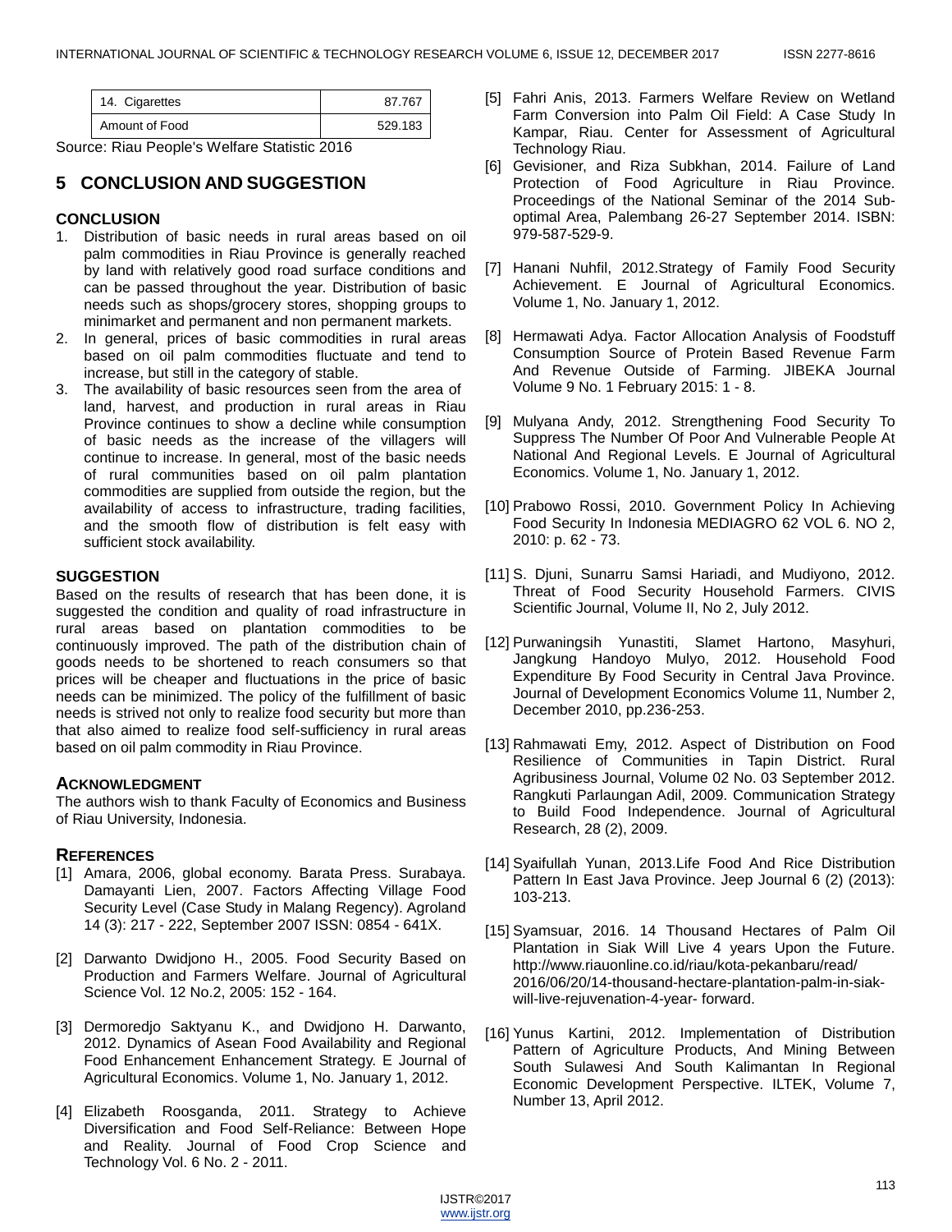| | |
|---|---|
| 14. Cigarettes | 87.767 |
| Amount of Food | 529.183 |

Source: Riau People's Welfare Statistic 2016

## 5 CONCLUSION AND SUGGESTION

### CONCLUSION

1. Distribution of basic needs in rural areas based on oil palm commodities in Riau Province is generally reached by land with relatively good road surface conditions and can be passed throughout the year. Distribution of basic needs such as shops/grocery stores, shopping groups to minimarket and permanent and non permanent markets.
2. In general, prices of basic commodities in rural areas based on oil palm commodities fluctuate and tend to increase, but still in the category of stable.
3. The availability of basic resources seen from the area of land, harvest, and production in rural areas in Riau Province continues to show a decline while consumption of basic needs as the increase of the villagers will continue to increase. In general, most of the basic needs of rural communities based on oil palm plantation commodities are supplied from outside the region, but the availability of access to infrastructure, trading facilities, and the smooth flow of distribution is felt easy with sufficient stock availability.

### SUGGESTION

Based on the results of research that has been done, it is suggested the condition and quality of road infrastructure in rural areas based on plantation commodities to be continuously improved. The path of the distribution chain of goods needs to be shortened to reach consumers so that prices will be cheaper and fluctuations in the price of basic needs can be minimized. The policy of the fulfillment of basic needs is strived not only to realize food security but more than that also aimed to realize food self-sufficiency in rural areas based on oil palm commodity in Riau Province.

### ACKNOWLEDGMENT

The authors wish to thank Faculty of Economics and Business of Riau University, Indonesia.

### REFERENCES

[1] Amara, 2006, global economy. Barata Press. Surabaya. Damayanti Lien, 2007. Factors Affecting Village Food Security Level (Case Study in Malang Regency). Agroland 14 (3): 217 - 222, September 2007 ISSN: 0854 - 641X.

[2] Darwanto Dwidjono H., 2005. Food Security Based on Production and Farmers Welfare. Journal of Agricultural Science Vol. 12 No.2, 2005: 152 - 164.

[3] Dermoredjo Saktyanu K., and Dwidjono H. Darwanto, 2012. Dynamics of Asean Food Availability and Regional Food Enhancement Enhancement Strategy. E Journal of Agricultural Economics. Volume 1, No. January 1, 2012.

[4] Elizabeth Roosganda, 2011. Strategy to Achieve Diversification and Food Self-Reliance: Between Hope and Reality. Journal of Food Crop Science and Technology Vol. 6 No. 2 - 2011.

[5] Fahri Anis, 2013. Farmers Welfare Review on Wetland Farm Conversion into Palm Oil Field: A Case Study In Kampar, Riau. Center for Assessment of Agricultural Technology Riau.

[6] Gevisioner, and Riza Subkhan, 2014. Failure of Land Protection of Food Agriculture in Riau Province. Proceedings of the National Seminar of the 2014 Sub-optimal Area, Palembang 26-27 September 2014. ISBN: 979-587-529-9.

[7] Hanani Nuhfil, 2012.Strategy of Family Food Security Achievement. E Journal of Agricultural Economics. Volume 1, No. January 1, 2012.

[8] Hermawati Adya. Factor Allocation Analysis of Foodstuff Consumption Source of Protein Based Revenue Farm And Revenue Outside of Farming. JIBEKA Journal Volume 9 No. 1 February 2015: 1 - 8.

[9] Mulyana Andy, 2012. Strengthening Food Security To Suppress The Number Of Poor And Vulnerable People At National And Regional Levels. E Journal of Agricultural Economics. Volume 1, No. January 1, 2012.

[10] Prabowo Rossi, 2010. Government Policy In Achieving Food Security In Indonesia MEDIAGRO 62 VOL 6. NO 2, 2010: p. 62 - 73.

[11] S. Djuni, Sunarru Samsi Hariadi, and Mudiyono, 2012. Threat of Food Security Household Farmers. CIVIS Scientific Journal, Volume II, No 2, July 2012.

[12] Purwaningsih Yunastiti, Slamet Hartono, Masyhuri, Jangkung Handoyo Mulyo, 2012. Household Food Expenditure By Food Security in Central Java Province. Journal of Development Economics Volume 11, Number 2, December 2010, pp.236-253.

[13] Rahmawati Emy, 2012. Aspect of Distribution on Food Resilience of Communities in Tapin District. Rural Agribusiness Journal, Volume 02 No. 03 September 2012. Rangkuti Parlaungan Adil, 2009. Communication Strategy to Build Food Independence. Journal of Agricultural Research, 28 (2), 2009.

[14] Syaifullah Yunan, 2013.Life Food And Rice Distribution Pattern In East Java Province. Jeep Journal 6 (2) (2013): 103-213.

[15] Syamsuar, 2016. 14 Thousand Hectares of Palm Oil Plantation in Siak Will Live 4 years Upon the Future. http://www.riauonline.co.id/riau/kota-pekanbaru/read/2016/06/20/14-thousand-hectare-plantation-palm-in-siak-will-live-rejuvenation-4-year- forward.

[16] Yunus Kartini, 2012. Implementation of Distribution Pattern of Agriculture Products, And Mining Between South Sulawesi And South Kalimantan In Regional Economic Development Perspective. ILTEK, Volume 7, Number 13, April 2012.